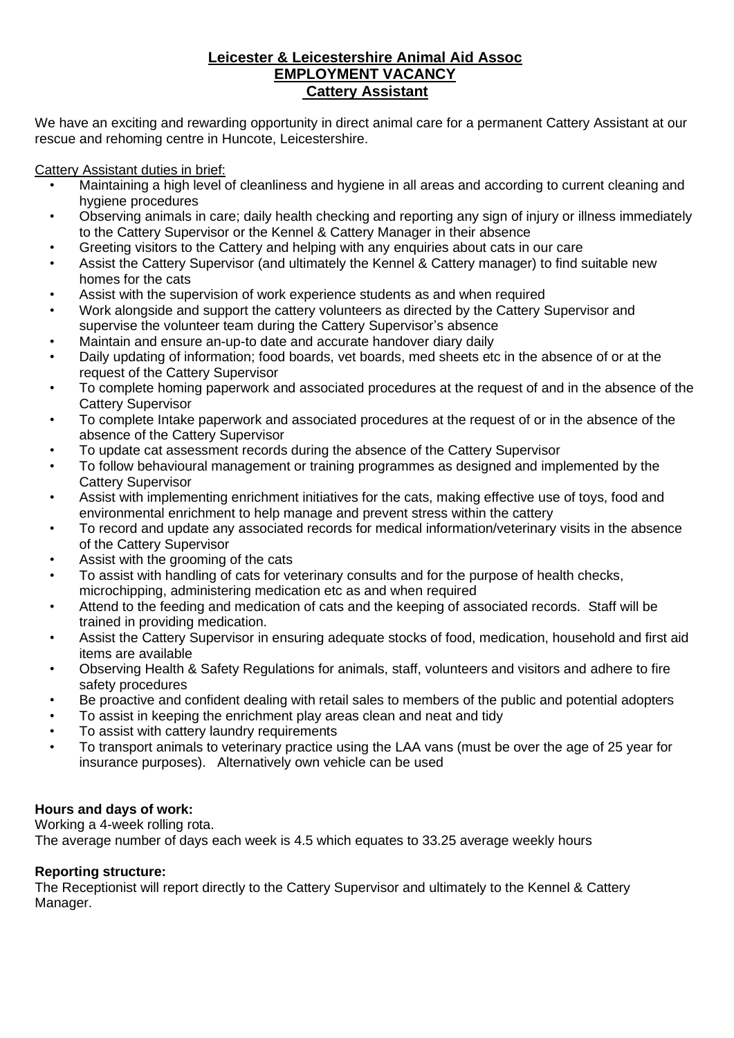**Leicester & Leicestershire Animal Aid Assoc**
**EMPLOYMENT VACANCY**
**Cattery Assistant**

We have an exciting and rewarding opportunity in direct animal care for a permanent Cattery Assistant at our rescue and rehoming centre in Huncote, Leicestershire.

Cattery Assistant duties in brief:

- Maintaining a high level of cleanliness and hygiene in all areas and according to current cleaning and hygiene procedures
- Observing animals in care; daily health checking and reporting any sign of injury or illness immediately to the Cattery Supervisor or the Kennel & Cattery Manager in their absence
- Greeting visitors to the Cattery and helping with any enquiries about cats in our care
- Assist the Cattery Supervisor (and ultimately the Kennel & Cattery manager) to find suitable new homes for the cats
- Assist with the supervision of work experience students as and when required
- Work alongside and support the cattery volunteers as directed by the Cattery Supervisor and supervise the volunteer team during the Cattery Supervisor's absence
- Maintain and ensure an-up-to date and accurate handover diary daily
- Daily updating of information; food boards, vet boards, med sheets etc in the absence of or at the request of the Cattery Supervisor
- To complete homing paperwork and associated procedures at the request of and in the absence of the Cattery Supervisor
- To complete Intake paperwork and associated procedures at the request of or in the absence of the absence of the Cattery Supervisor
- To update cat assessment records during the absence of the Cattery Supervisor
- To follow behavioural management or training programmes as designed and implemented by the Cattery Supervisor
- Assist with implementing enrichment initiatives for the cats, making effective use of toys, food and environmental enrichment to help manage and prevent stress within the cattery
- To record and update any associated records for medical information/veterinary visits in the absence of the Cattery Supervisor
- Assist with the grooming of the cats
- To assist with handling of cats for veterinary consults and for the purpose of health checks, microchipping, administering medication etc as and when required
- Attend to the feeding and medication of cats and the keeping of associated records. Staff will be trained in providing medication.
- Assist the Cattery Supervisor in ensuring adequate stocks of food, medication, household and first aid items are available
- Observing Health & Safety Regulations for animals, staff, volunteers and visitors and adhere to fire safety procedures
- Be proactive and confident dealing with retail sales to members of the public and potential adopters
- To assist in keeping the enrichment play areas clean and neat and tidy
- To assist with cattery laundry requirements
- To transport animals to veterinary practice using the LAA vans (must be over the age of 25 year for insurance purposes). Alternatively own vehicle can be used

**Hours and days of work:**

Working a 4-week rolling rota.
The average number of days each week is 4.5 which equates to 33.25 average weekly hours

**Reporting structure:**

The Receptionist will report directly to the Cattery Supervisor and ultimately to the Kennel & Cattery Manager.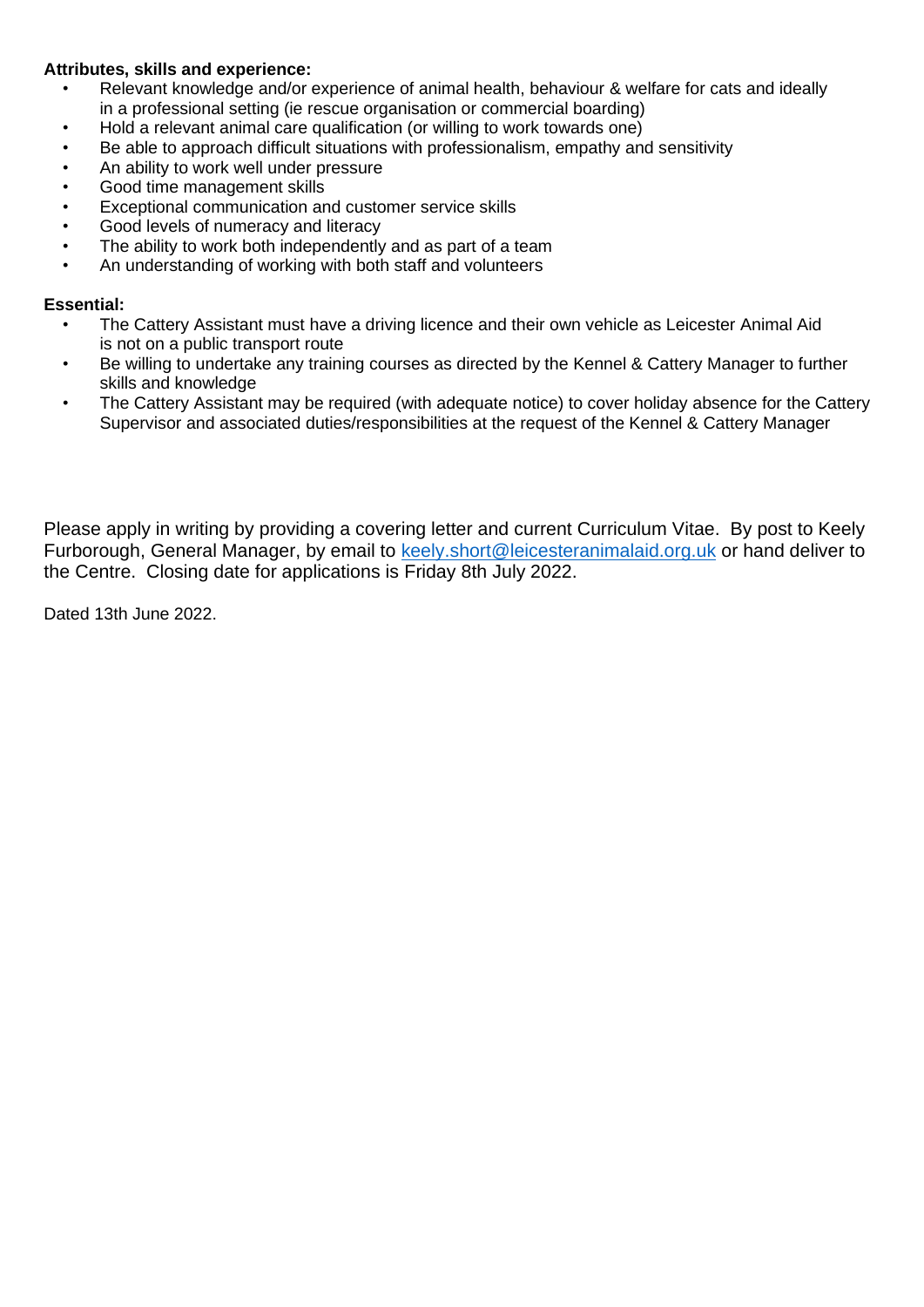**Attributes, skills and experience:**

- Relevant knowledge and/or experience of animal health, behaviour & welfare for cats and ideally in a professional setting (ie rescue organisation or commercial boarding)
- Hold a relevant animal care qualification (or willing to work towards one)
- Be able to approach difficult situations with professionalism, empathy and sensitivity
- An ability to work well under pressure
- Good time management skills
- Exceptional communication and customer service skills
- Good levels of numeracy and literacy
- The ability to work both independently and as part of a team
- An understanding of working with both staff and volunteers

**Essential:**

- The Cattery Assistant must have a driving licence and their own vehicle as Leicester Animal Aid is not on a public transport route
- Be willing to undertake any training courses as directed by the Kennel & Cattery Manager to further skills and knowledge
- The Cattery Assistant may be required (with adequate notice) to cover holiday absence for the Cattery Supervisor and associated duties/responsibilities at the request of the Kennel & Cattery Manager

Please apply in writing by providing a covering letter and current Curriculum Vitae. By post to Keely Furborough, General Manager, by email to [keely.short@leicesteranimalaid.org.uk](mailto:keely.short@leicesteranimalaid.org.uk) or hand deliver to the Centre. Closing date for applications is Friday 8th July 2022.

Dated 13th June 2022.